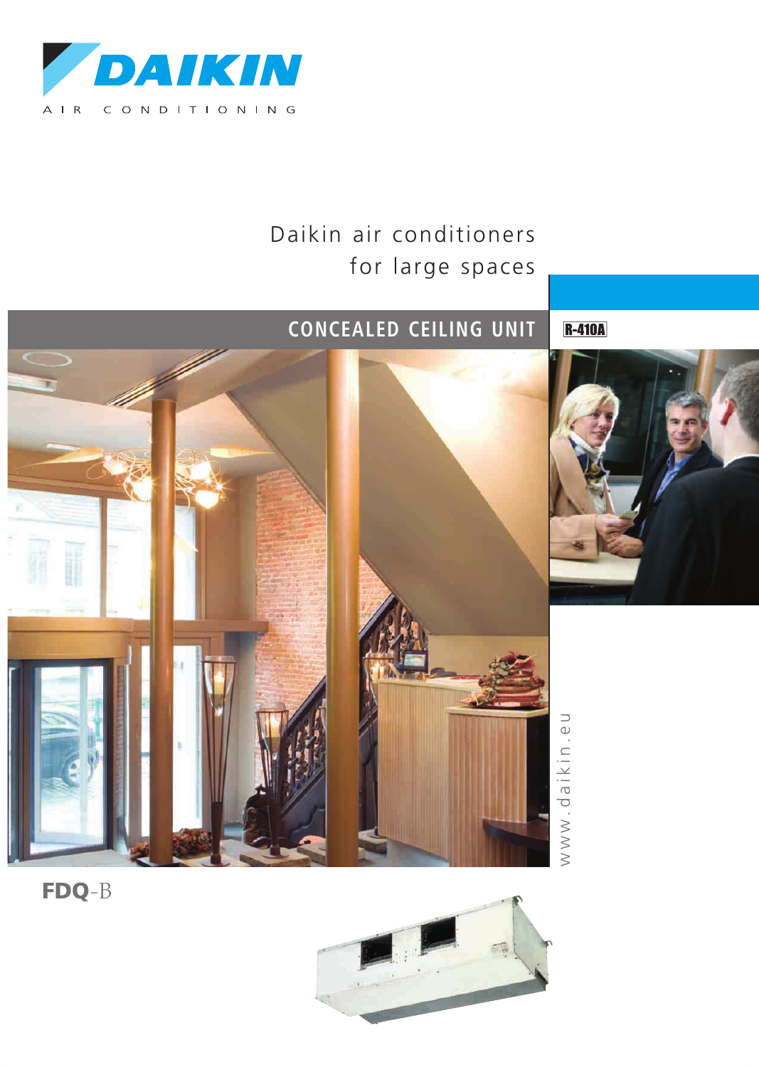DAIKIN

AIR CONDITIONING

# Daikin air conditioners for large spaces

## CONCEALED CEILING UNIT

R-410A

www.daikin.eu

**FDQ**-B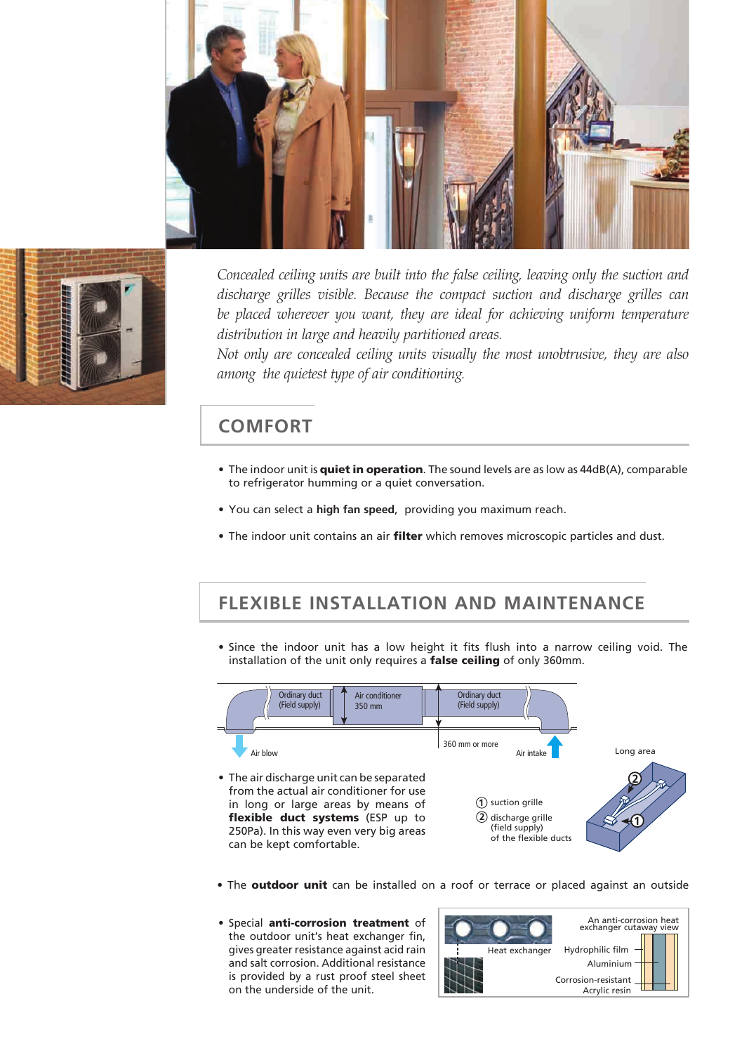*Concealed ceiling units are built into the false ceiling, leaving only the suction and discharge grilles visible. Because the compact suction and discharge grilles can be placed wherever you want, they are ideal for achieving uniform temperature distribution in large and heavily partitioned areas.*
*Not only are concealed ceiling units visually the most unobtrusive, they are also among the quietest type of air conditioning.*

## COMFORT

- The indoor unit is **quiet in operation**. The sound levels are as low as 44dB(A), comparable to refrigerator humming or a quiet conversation.
- You can select a **high fan speed**, providing you maximum reach.
- The indoor unit contains an air **filter** which removes microscopic particles and dust.

## FLEXIBLE INSTALLATION AND MAINTENANCE

- Since the indoor unit has a low height it fits flush into a narrow ceiling void. The installation of the unit only requires a **false ceiling** of only 360mm.

Ordinary duct (Field supply)
Air conditioner 350 mm
Ordinary duct (Field supply)
360 mm or more
Air blow
Air intake

- The air discharge unit can be separated from the actual air conditioner for use in long or large areas by means of **flexible duct systems** (ESP up to 250Pa). In this way even very big areas can be kept comfortable.

Long area
① suction grille
② discharge grille (field supply) of the flexible ducts

- The **outdoor unit** can be installed on a roof or terrace or placed against an outside

- Special **anti-corrosion treatment** of the outdoor unit's heat exchanger fin, gives greater resistance against acid rain and salt corrosion. Additional resistance is provided by a rust proof steel sheet on the underside of the unit.

An anti-corrosion heat exchanger cutaway view
Heat exchanger
Hydrophilic film
Aluminium
Corrosion-resistant Acrylic resin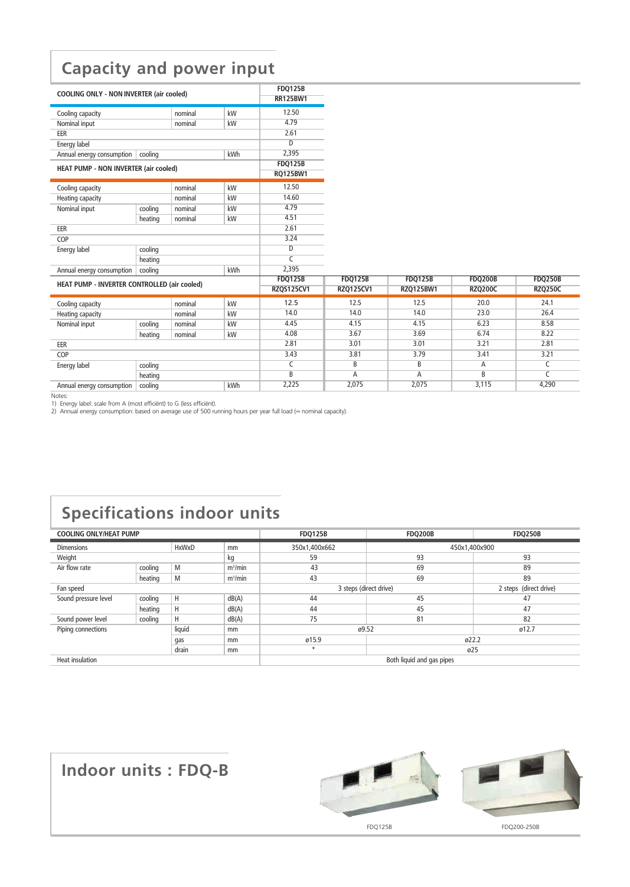## Capacity and power input

| COOLING ONLY - NON INVERTER (air cooled) | | | | FDQ125B RR125BW1 |
|---|---|---|---|---|
| Cooling capacity | | nominal | kW | 12.50 |
| Nominal input | | nominal | kW | 4.79 |
| EER | | | | 2.61 |
| Energy label | | | | D |
| Annual energy consumption | cooling | | kWh | 2,395 |

| HEAT PUMP - NON INVERTER (air cooled) | | | | FDQ125B RQ125BW1 |
|---|---|---|---|---|
| Cooling capacity | | nominal | kW | 12.50 |
| Heating capacity | | nominal | kW | 14.60 |
| Nominal input | cooling | nominal | kW | 4.79 |
| | heating | nominal | kW | 4.51 |
| EER | | | | 2.61 |
| COP | | | | 3.24 |
| Energy label | cooling | | | D |
| | heating | | | C |
| Annual energy consumption | cooling | | kWh | 2,395 |

| HEAT PUMP - INVERTER CONTROLLED (air cooled) | | | | FDQ125B RZQS125CV1 | FDQ125B RZQ125CV1 | FDQ125B RZQ125BW1 | FDQ200B RZQ200C | FDQ250B RZQ250C |
|---|---|---|---|---|---|---|---|---|
| Cooling capacity | | nominal | kW | 12.5 | 12.5 | 12.5 | 20.0 | 24.1 |
| Heating capacity | | nominal | kW | 14.0 | 14.0 | 14.0 | 23.0 | 26.4 |
| Nominal input | cooling | nominal | kW | 4.45 | 4.15 | 4.15 | 6.23 | 8.58 |
| | heating | nominal | kW | 4.08 | 3.67 | 3.69 | 6.74 | 8.22 |
| EER | | | | 2.81 | 3.01 | 3.01 | 3.21 | 2.81 |
| COP | | | | 3.43 | 3.81 | 3.79 | 3.41 | 3.21 |
| Energy label | cooling | | | C | B | B | A | C |
| | heating | | | B | A | A | B | C |
| Annual energy consumption | cooling | | kWh | 2,225 | 2,075 | 2,075 | 3,115 | 4,290 |

Notes:
1) Energy label: scale from A (most efficiënt) to G (less efficiënt).
2) Annual energy consumption: based on average use of 500 running hours per year full load (= nominal capacity).

## Specifications indoor units

| COOLING ONLY/HEAT PUMP | | | | FDQ125B | FDQ200B | FDQ250B |
|---|---|---|---|---|---|---|
| Dimensions | | HxWxD | mm | 350x1,400x662 | 450x1,400x900 | |
| Weight | | | kg | 59 | 93 | 93 |
| Air flow rate | cooling | M | m³/min | 43 | 69 | 89 |
| | heating | M | m³/min | 43 | 69 | 89 |
| Fan speed | | | | 3 steps (direct drive) | | 2 steps (direct drive) |
| Sound pressure level | cooling | H | dB(A) | 44 | 45 | 47 |
| | heating | H | dB(A) | 44 | 45 | 47 |
| Sound power level | cooling | H | dB(A) | 75 | 81 | 82 |
| Piping connections | | liquid | mm | ø9.52 | | ø12.7 |
| | | gas | mm | ø15.9 | ø22.2 | |
| | | drain | mm | * | ø25 | |
| Heat insulation | | | | Both liquid and gas pipes | | |

## Indoor units : FDQ-B

FDQ125B

FDQ200-250B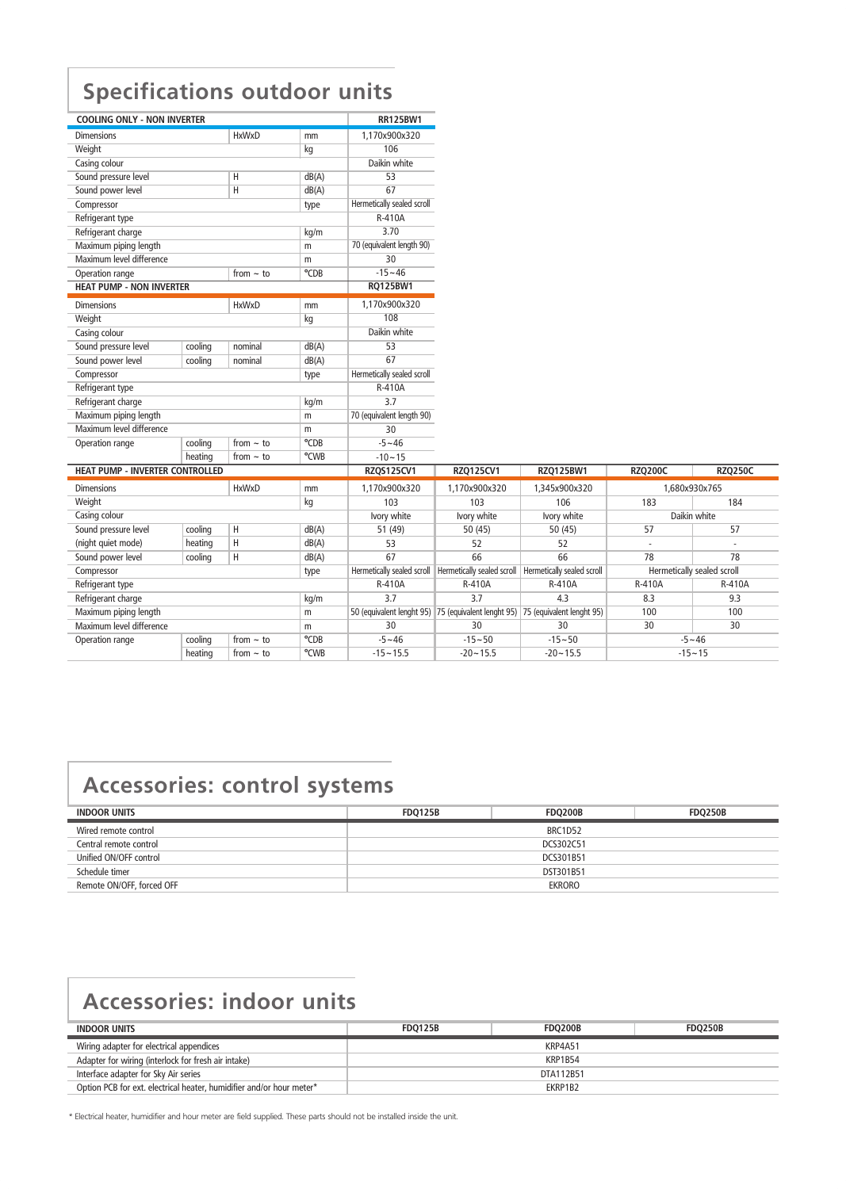# Specifications outdoor units

| COOLING ONLY - NON INVERTER | | | | RR125BW1 |
|---|---|---|---|---|
| Dimensions | | HxWxD | mm | 1,170x900x320 |
| Weight | | | kg | 106 |
| Casing colour | | | | Daikin white |
| Sound pressure level | | H | dB(A) | 53 |
| Sound power level | | H | dB(A) | 67 |
| Compressor | | | type | Hermetically sealed scroll |
| Refrigerant type | | | | R-410A |
| Refrigerant charge | | | kg/m | 3.70 |
| Maximum piping length | | | m | 70 (equivalent length 90) |
| Maximum level difference | | | m | 30 |
| Operation range | | from ~ to | °CDB | -15~46 |

| HEAT PUMP - NON INVERTER | | | | RQ125BW1 |
|---|---|---|---|---|
| Dimensions | | HxWxD | mm | 1,170x900x320 |
| Weight | | | kg | 108 |
| Casing colour | | | | Daikin white |
| Sound pressure level | cooling | nominal | dB(A) | 53 |
| Sound power level | cooling | nominal | dB(A) | 67 |
| Compressor | | | type | Hermetically sealed scroll |
| Refrigerant type | | | | R-410A |
| Refrigerant charge | | | kg/m | 3.7 |
| Maximum piping length | | | m | 70 (equivalent length 90) |
| Maximum level difference | | | m | 30 |
| Operation range | cooling | from ~ to | °CDB | -5~46 |
| | heating | from ~ to | °CWB | -10~15 |

| HEAT PUMP - INVERTER CONTROLLED | | | | RZQS125CV1 | RZQ125CV1 | RZQ125BW1 | RZQ200C | RZQ250C |
|---|---|---|---|---|---|---|---|---|
| Dimensions | | HxWxD | mm | 1,170x900x320 | 1,170x900x320 | 1,345x900x320 | 1,680x930x765 | |
| Weight | | | kg | 103 | 103 | 106 | 183 | 184 |
| Casing colour | | | | Ivory white | Ivory white | Ivory white | Daikin white | |
| Sound pressure level | cooling | H | dB(A) | 51 (49) | 50 (45) | 50 (45) | 57 | 57 |
| (night quiet mode) | heating | H | dB(A) | 53 | 52 | 52 | - | - |
| Sound power level | cooling | H | dB(A) | 67 | 66 | 66 | 78 | 78 |
| Compressor | | | type | Hermetically sealed scroll | Hermetically sealed scroll | Hermetically sealed scroll | Hermetically sealed scroll | |
| Refrigerant type | | | | R-410A | R-410A | R-410A | R-410A | R-410A |
| Refrigerant charge | | | kg/m | 3.7 | 3.7 | 4.3 | 8.3 | 9.3 |
| Maximum piping length | | | m | 50 (equivalent lenght 95) | 75 (equivalent lenght 95) | 75 (equivalent lenght 95) | 100 | 100 |
| Maximum level difference | | | m | 30 | 30 | 30 | 30 | 30 |
| Operation range | cooling | from ~ to | °CDB | -5~46 | -15~50 | -15~50 | -5~46 | |
| | heating | from ~ to | °CWB | -15~15.5 | -20~15.5 | -20~15.5 | -15~15 | |

# Accessories: control systems

| INDOOR UNITS | FDQ125B | FDQ200B | FDQ250B |
|---|---|---|---|
| Wired remote control | BRC1D52 | | |
| Central remote control | DCS302C51 | | |
| Unified ON/OFF control | DCS301B51 | | |
| Schedule timer | DST301B51 | | |
| Remote ON/OFF, forced OFF | EKRORO | | |

# Accessories: indoor units

| INDOOR UNITS | FDQ125B | FDQ200B | FDQ250B |
|---|---|---|---|
| Wiring adapter for electrical appendices | KRP4A51 | | |
| Adapter for wiring (interlock for fresh air intake) | KRP1B54 | | |
| Interface adapter for Sky Air series | DTA112B51 | | |
| Option PCB for ext. electrical heater, humidifier and/or hour meter* | EKRP1B2 | | |

* Electrical heater, humidifier and hour meter are field supplied. These parts should not be installed inside the unit.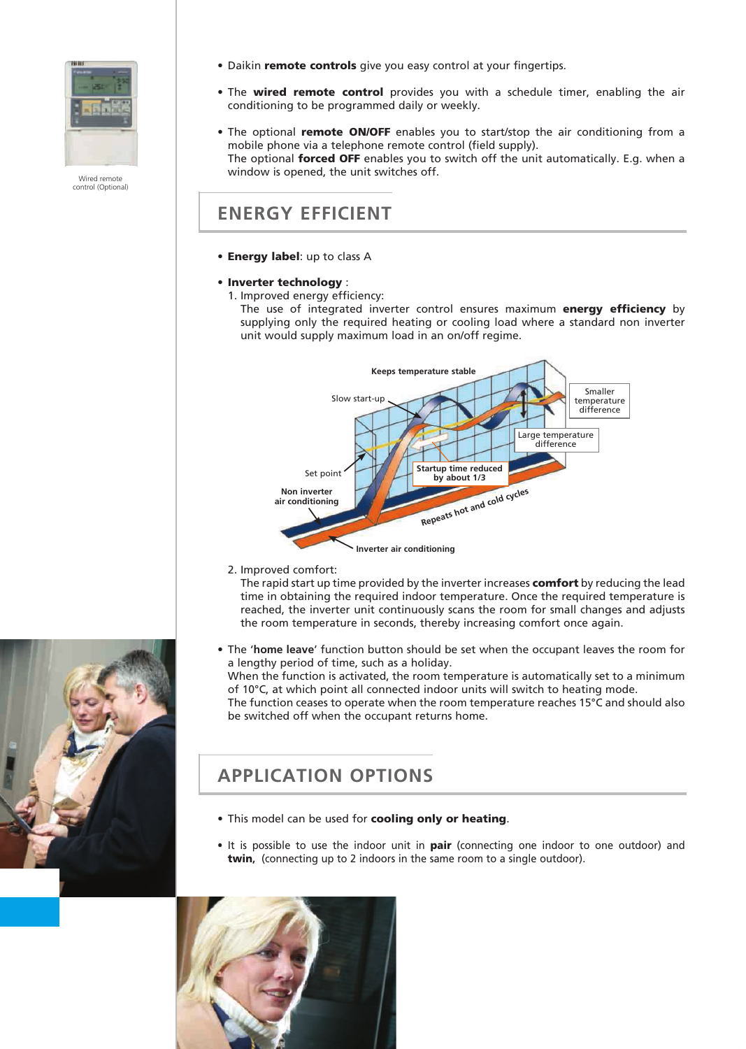Wired remote control (Optional)

- Daikin **remote controls** give you easy control at your fingertips.
- The **wired remote control** provides you with a schedule timer, enabling the air conditioning to be programmed daily or weekly.
- The optional **remote ON/OFF** enables you to start/stop the air conditioning from a mobile phone via a telephone remote control (field supply).
  The optional **forced OFF** enables you to switch off the unit automatically. E.g. when a window is opened, the unit switches off.

## ENERGY EFFICIENT

- **Energy label**: up to class A
- **Inverter technology** :
  1. Improved energy efficiency:
     The use of integrated inverter control ensures maximum **energy efficiency** by supplying only the required heating or cooling load where a standard non inverter unit would supply maximum load in an on/off regime.

Keeps temperature stable
Slow start-up
Smaller temperature difference
Large temperature difference
Set point
Startup time reduced by about 1/3
Non inverter air conditioning
Repeats hot and cold cycles
Inverter air conditioning

  2. Improved comfort:
     The rapid start up time provided by the inverter increases **comfort** by reducing the lead time in obtaining the required indoor temperature. Once the required temperature is reached, the inverter unit continuously scans the room for small changes and adjusts the room temperature in seconds, thereby increasing comfort once again.

- The '**home leave**' function button should be set when the occupant leaves the room for a lengthy period of time, such as a holiday.
  When the function is activated, the room temperature is automatically set to a minimum of 10°C, at which point all connected indoor units will switch to heating mode.
  The function ceases to operate when the room temperature reaches 15°C and should also be switched off when the occupant returns home.

## APPLICATION OPTIONS

- This model can be used for **cooling only or heating**.
- It is possible to use the indoor unit in **pair** (connecting one indoor to one outdoor) and **twin,** (connecting up to 2 indoors in the same room to a single outdoor).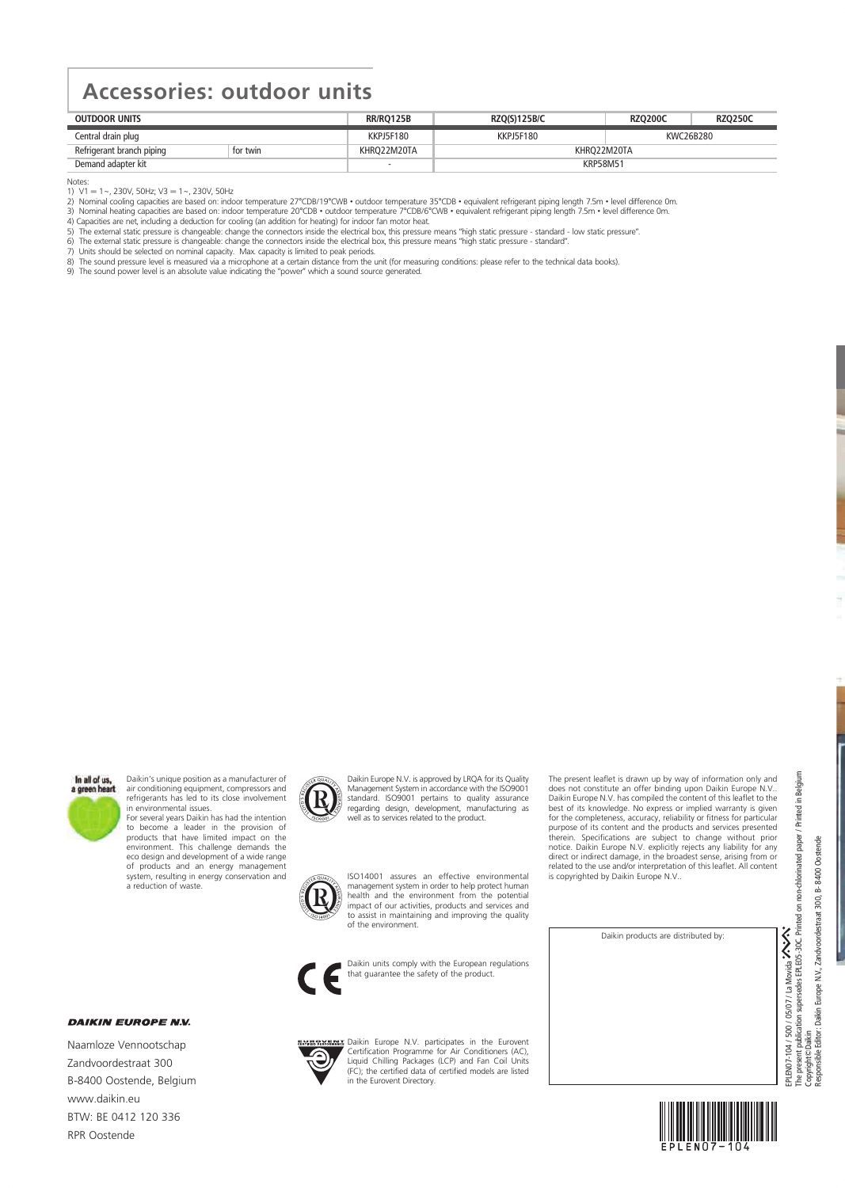# Accessories: outdoor units

| OUTDOOR UNITS | | RR/RQ125B | RZQ(S)125B/C | RZQ200C | RZQ250C |
|---|---|---|---|---|---|
| Central drain plug | | KKPJ5F180 | KKPJ5F180 | KWC26B280 | |
| Refrigerant branch piping | for twin | KHRQ22M20TA | KHRQ22M20TA | | |
| Demand adapter kit | | - | KRP58M51 | | |

Notes:
1) V1 = 1~, 230V, 50Hz; V3 = 1~, 230V, 50Hz
2) Nominal cooling capacities are based on: indoor temperature 27°CDB/19°CWB • outdoor temperature 35°CDB • equivalent refrigerant piping length 7.5m • level difference 0m.
3) Nominal heating capacities are based on: indoor temperature 20°CDB • outdoor temperature 7°CDB/6°CWB • equivalent refrigerant piping length 7.5m • level difference 0m.
4) Capacities are net, including a deduction for cooling (an addition for heating) for indoor fan motor heat.
5) The external static pressure is changeable: change the connectors inside the electrical box, this pressure means "high static pressure - standard - low static pressure".
6) The external static pressure is changeable: change the connectors inside the electrical box, this pressure means "high static pressure - standard".
7) Units should be selected on nominal capacity. Max. capacity is limited to peak periods.
8) The sound pressure level is measured via a microphone at a certain distance from the unit (for measuring conditions: please refer to the technical data books).
9) The sound power level is an absolute value indicating the "power" which a sound source generated.

In all of us, a green heart

Daikin's unique position as a manufacturer of air conditioning equipment, compressors and refrigerants has led to its close involvement in environmental issues.
For several years Daikin has had the intention to become a leader in the provision of products that have limited impact on the environment. This challenge demands the eco design and development of a wide range of products and an energy management system, resulting in energy conservation and a reduction of waste.

Daikin Europe N.V. is approved by LRQA for its Quality Management System in accordance with the ISO9001 standard. ISO9001 pertains to quality assurance regarding design, development, manufacturing as well as to services related to the product.

ISO14001 assures an effective environmental management system in order to help protect human health and the environment from the potential impact of our activities, products and services and to assist in maintaining and improving the quality of the environment.

Daikin units comply with the European regulations that guarantee the safety of the product.

Daikin Europe N.V. participates in the Eurovent Certification Programme for Air Conditioners (AC), Liquid Chilling Packages (LCP) and Fan Coil Units (FC); the certified data of certified models are listed in the Eurovent Directory.

The present leaflet is drawn up by way of information only and does not constitute an offer binding upon Daikin Europe N.V.. Daikin Europe N.V. has compiled the content of this leaflet to the best of its knowledge. No express or implied warranty is given for the completeness, accuracy, reliability or fitness for particular purpose of its content and the products and services presented therein. Specifications are subject to change without prior notice. Daikin Europe N.V. explicitly rejects any liability for any direct or indirect damage, in the broadest sense, arising from or related to the use and/or interpretation of this leaflet. All content is copyrighted by Daikin Europe N.V..

Daikin products are distributed by:

**DAIKIN EUROPE N.V.**

Naamloze Vennootschap
Zandvoordestraat 300
B-8400 Oostende, Belgium
www.daikin.eu
BTW: BE 0412 120 336
RPR Oostende

EPLEN07-104 / 500 / 05/07 / La Movida
The present publication supersedes EPLE05-30C Printed on non-chlorinated paper / Printed in Belgium
Copyright © Daikin
Responsible Editor: Daikin Europe N.V., Zandvoordestraat 300, B-8400 Oostende

EPLEN07-104